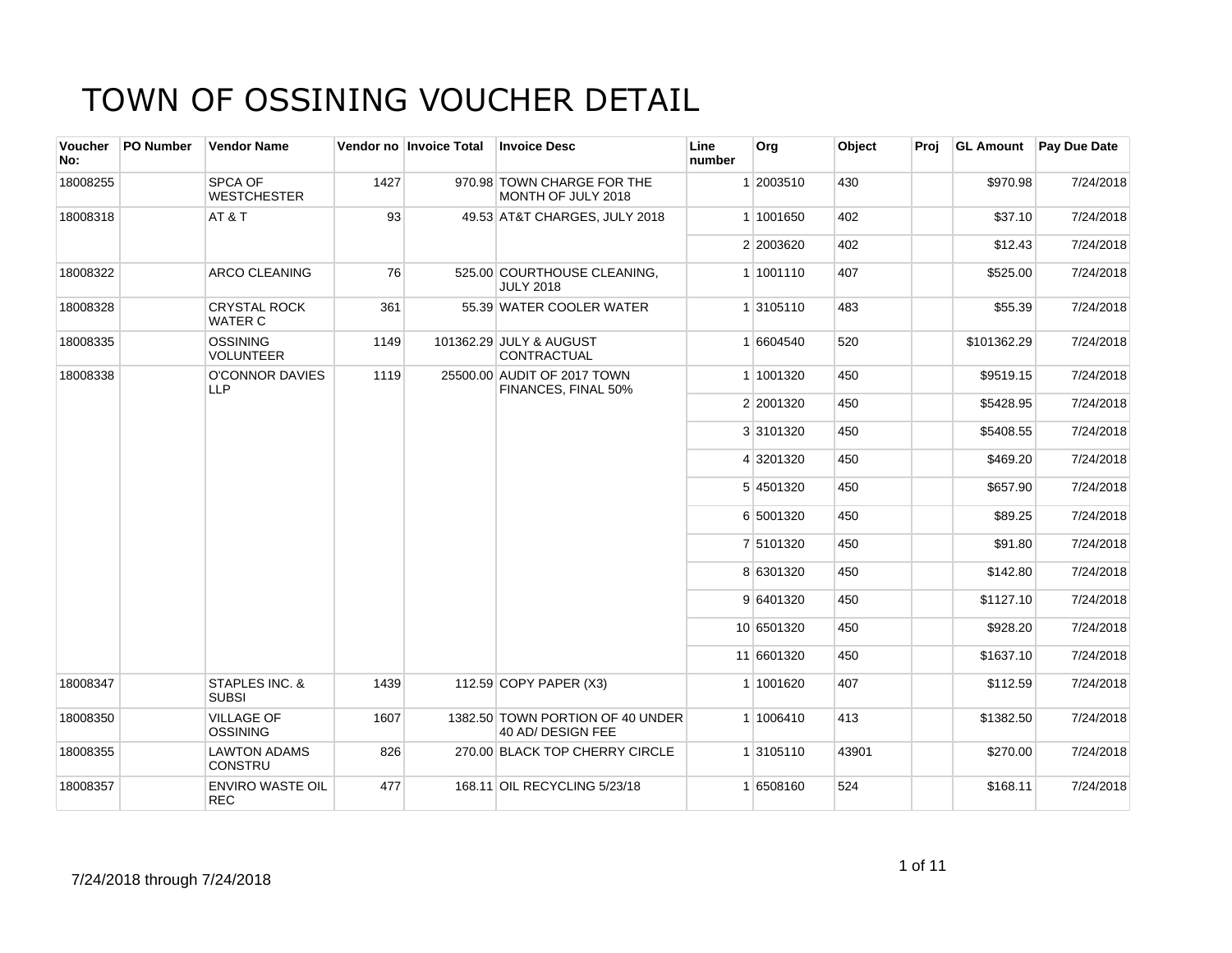# TOWN OF OSSINING VOUCHER DETAIL

| Voucher No: | PO Number | Vendor Name | Vendor no | Invoice Total | Invoice Desc | Line number | Org | Object | Proj | GL Amount | Pay Due Date |
|---|---|---|---|---|---|---|---|---|---|---|---|
| 18008255 | | SPCA OF WESTCHESTER | 1427 | 970.98 | TOWN CHARGE FOR THE MONTH OF JULY 2018 | 1 | 2003510 | 430 | | $970.98 | 7/24/2018 |
| 18008318 | | AT & T | 93 | 49.53 | AT&T CHARGES, JULY 2018 | 1 | 1001650 | 402 | | $37.10 | 7/24/2018 |
| | | | | | | 2 | 2003620 | 402 | | $12.43 | 7/24/2018 |
| 18008322 | | ARCO CLEANING | 76 | 525.00 | COURTHOUSE CLEANING, JULY 2018 | 1 | 1001110 | 407 | | $525.00 | 7/24/2018 |
| 18008328 | | CRYSTAL ROCK WATER C | 361 | 55.39 | WATER COOLER WATER | 1 | 3105110 | 483 | | $55.39 | 7/24/2018 |
| 18008335 | | OSSINING VOLUNTEER | 1149 | 101362.29 | JULY & AUGUST CONTRACTUAL | 1 | 6604540 | 520 | | $101362.29 | 7/24/2018 |
| 18008338 | | O'CONNOR DAVIES LLP | 1119 | 25500.00 | AUDIT OF 2017 TOWN FINANCES, FINAL 50% | 1 | 1001320 | 450 | | $9519.15 | 7/24/2018 |
| | | | | | | 2 | 2001320 | 450 | | $5428.95 | 7/24/2018 |
| | | | | | | 3 | 3101320 | 450 | | $5408.55 | 7/24/2018 |
| | | | | | | 4 | 3201320 | 450 | | $469.20 | 7/24/2018 |
| | | | | | | 5 | 4501320 | 450 | | $657.90 | 7/24/2018 |
| | | | | | | 6 | 5001320 | 450 | | $89.25 | 7/24/2018 |
| | | | | | | 7 | 5101320 | 450 | | $91.80 | 7/24/2018 |
| | | | | | | 8 | 6301320 | 450 | | $142.80 | 7/24/2018 |
| | | | | | | 9 | 6401320 | 450 | | $1127.10 | 7/24/2018 |
| | | | | | | 10 | 6501320 | 450 | | $928.20 | 7/24/2018 |
| | | | | | | 11 | 6601320 | 450 | | $1637.10 | 7/24/2018 |
| 18008347 | | STAPLES INC. & SUBSI | 1439 | 112.59 | COPY PAPER (X3) | 1 | 1001620 | 407 | | $112.59 | 7/24/2018 |
| 18008350 | | VILLAGE OF OSSINING | 1607 | 1382.50 | TOWN PORTION OF 40 UNDER 40 AD/ DESIGN FEE | 1 | 1006410 | 413 | | $1382.50 | 7/24/2018 |
| 18008355 | | LAWTON ADAMS CONSTRU | 826 | 270.00 | BLACK TOP CHERRY CIRCLE | 1 | 3105110 | 43901 | | $270.00 | 7/24/2018 |
| 18008357 | | ENVIRO WASTE OIL REC | 477 | 168.11 | OIL RECYCLING 5/23/18 | 1 | 6508160 | 524 | | $168.11 | 7/24/2018 |

7/24/2018 through 7/24/2018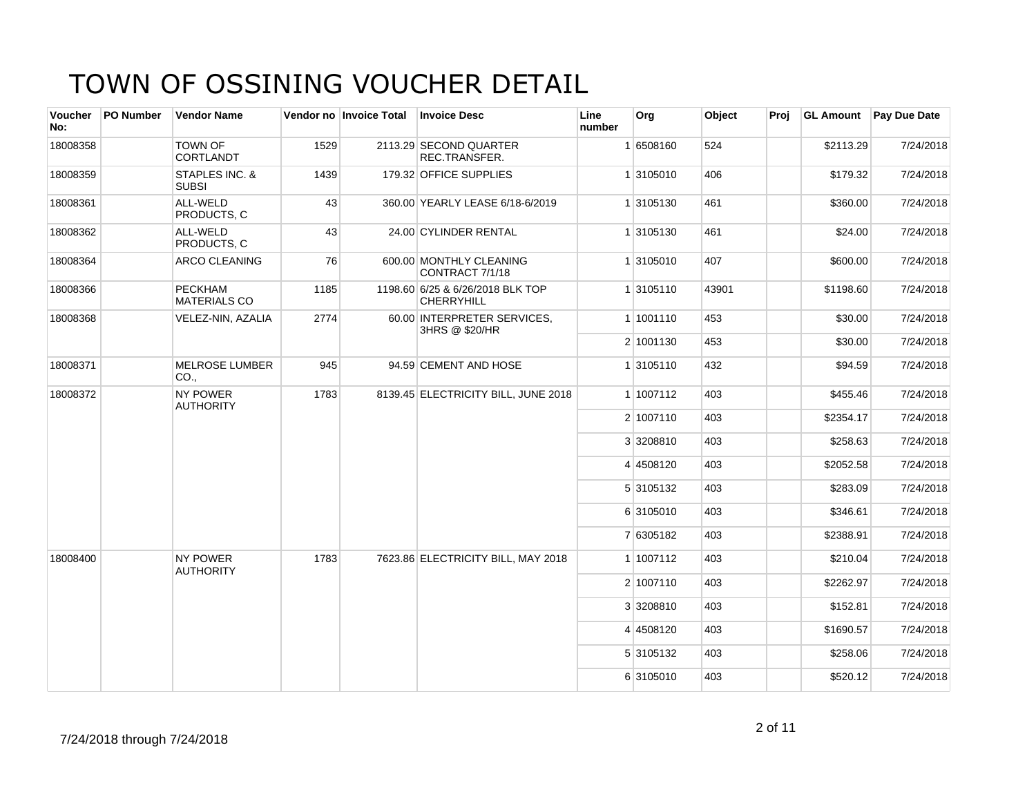# TOWN OF OSSINING VOUCHER DETAIL

| Voucher No: | PO Number | Vendor Name | Vendor no | Invoice Total | Invoice Desc | Line number | Org | Object | Proj | GL Amount | Pay Due Date |
|---|---|---|---|---|---|---|---|---|---|---|---|
| 18008358 | | TOWN OF CORTLANDT | 1529 | 2113.29 | SECOND QUARTER REC.TRANSFER. | 1 | 6508160 | 524 | | $2113.29 | 7/24/2018 |
| 18008359 | | STAPLES INC. & SUBSI | 1439 | 179.32 | OFFICE SUPPLIES | 1 | 3105010 | 406 | | $179.32 | 7/24/2018 |
| 18008361 | | ALL-WELD PRODUCTS, C | 43 | 360.00 | YEARLY LEASE 6/18-6/2019 | 1 | 3105130 | 461 | | $360.00 | 7/24/2018 |
| 18008362 | | ALL-WELD PRODUCTS, C | 43 | 24.00 | CYLINDER RENTAL | 1 | 3105130 | 461 | | $24.00 | 7/24/2018 |
| 18008364 | | ARCO CLEANING | 76 | 600.00 | MONTHLY CLEANING CONTRACT 7/1/18 | 1 | 3105010 | 407 | | $600.00 | 7/24/2018 |
| 18008366 | | PECKHAM MATERIALS CO | 1185 | 1198.60 | 6/25 & 6/26/2018 BLK TOP CHERRYHILL | 1 | 3105110 | 43901 | | $1198.60 | 7/24/2018 |
| 18008368 | | VELEZ-NIN, AZALIA | 2774 | 60.00 | INTERPRETER SERVICES, 3HRS @ $20/HR | 1 | 1001110 | 453 | | $30.00 | 7/24/2018 |
| | | | | | | 2 | 1001130 | 453 | | $30.00 | 7/24/2018 |
| 18008371 | | MELROSE LUMBER CO., | 945 | 94.59 | CEMENT AND HOSE | 1 | 3105110 | 432 | | $94.59 | 7/24/2018 |
| 18008372 | | NY POWER AUTHORITY | 1783 | 8139.45 | ELECTRICITY BILL, JUNE 2018 | 1 | 1007112 | 403 | | $455.46 | 7/24/2018 |
| | | | | | | 2 | 1007110 | 403 | | $2354.17 | 7/24/2018 |
| | | | | | | 3 | 3208810 | 403 | | $258.63 | 7/24/2018 |
| | | | | | | 4 | 4508120 | 403 | | $2052.58 | 7/24/2018 |
| | | | | | | 5 | 3105132 | 403 | | $283.09 | 7/24/2018 |
| | | | | | | 6 | 3105010 | 403 | | $346.61 | 7/24/2018 |
| | | | | | | 7 | 6305182 | 403 | | $2388.91 | 7/24/2018 |
| 18008400 | | NY POWER AUTHORITY | 1783 | 7623.86 | ELECTRICITY BILL, MAY 2018 | 1 | 1007112 | 403 | | $210.04 | 7/24/2018 |
| | | | | | | 2 | 1007110 | 403 | | $2262.97 | 7/24/2018 |
| | | | | | | 3 | 3208810 | 403 | | $152.81 | 7/24/2018 |
| | | | | | | 4 | 4508120 | 403 | | $1690.57 | 7/24/2018 |
| | | | | | | 5 | 3105132 | 403 | | $258.06 | 7/24/2018 |
| | | | | | | 6 | 3105010 | 403 | | $520.12 | 7/24/2018 |

7/24/2018 through 7/24/2018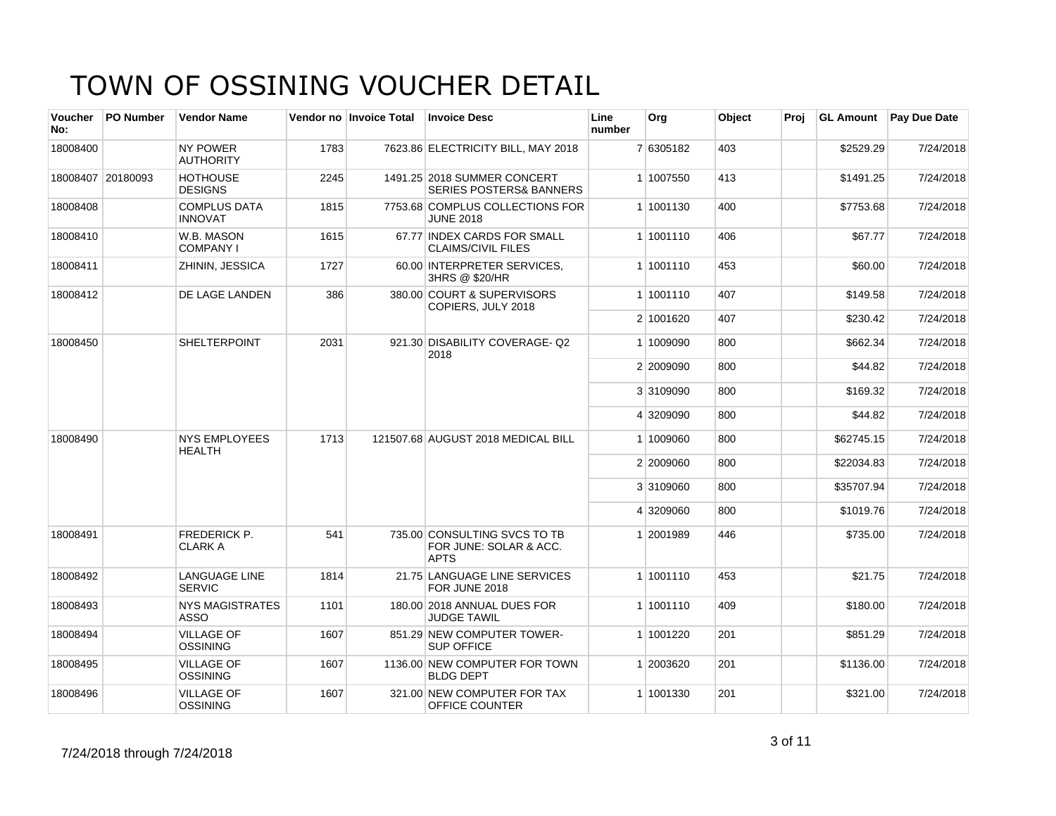# TOWN OF OSSINING VOUCHER DETAIL

| Voucher No: | PO Number | Vendor Name | Vendor no | Invoice Total | Invoice Desc | Line number | Org | Object | Proj | GL Amount | Pay Due Date |
|---|---|---|---|---|---|---|---|---|---|---|---|
| 18008400 | | NY POWER AUTHORITY | 1783 | 7623.86 | ELECTRICITY BILL, MAY 2018 | 7 | 6305182 | 403 | | $2529.29 | 7/24/2018 |
| 18008407 | 20180093 | HOTHOUSE DESIGNS | 2245 | 1491.25 | 2018 SUMMER CONCERT SERIES POSTERS& BANNERS | 1 | 1007550 | 413 | | $1491.25 | 7/24/2018 |
| 18008408 | | COMPLUS DATA INNOVAT | 1815 | 7753.68 | COMPLUS COLLECTIONS FOR JUNE 2018 | 1 | 1001130 | 400 | | $7753.68 | 7/24/2018 |
| 18008410 | | W.B. MASON COMPANY I | 1615 | 67.77 | INDEX CARDS FOR SMALL CLAIMS/CIVIL FILES | 1 | 1001110 | 406 | | $67.77 | 7/24/2018 |
| 18008411 | | ZHININ, JESSICA | 1727 | 60.00 | INTERPRETER SERVICES, 3HRS @ $20/HR | 1 | 1001110 | 453 | | $60.00 | 7/24/2018 |
| 18008412 | | DE LAGE LANDEN | 386 | 380.00 | COURT & SUPERVISORS COPIERS, JULY 2018 | 1 | 1001110 | 407 | | $149.58 | 7/24/2018 |
| | | | | | | 2 | 1001620 | 407 | | $230.42 | 7/24/2018 |
| 18008450 | | SHELTERPOINT | 2031 | 921.30 | DISABILITY COVERAGE- Q2 2018 | 1 | 1009090 | 800 | | $662.34 | 7/24/2018 |
| | | | | | | 2 | 2009090 | 800 | | $44.82 | 7/24/2018 |
| | | | | | | 3 | 3109090 | 800 | | $169.32 | 7/24/2018 |
| | | | | | | 4 | 3209090 | 800 | | $44.82 | 7/24/2018 |
| 18008490 | | NYS EMPLOYEES HEALTH | 1713 | 121507.68 | AUGUST 2018 MEDICAL BILL | 1 | 1009060 | 800 | | $62745.15 | 7/24/2018 |
| | | | | | | 2 | 2009060 | 800 | | $22034.83 | 7/24/2018 |
| | | | | | | 3 | 3109060 | 800 | | $35707.94 | 7/24/2018 |
| | | | | | | 4 | 3209060 | 800 | | $1019.76 | 7/24/2018 |
| 18008491 | | FREDERICK P. CLARK A | 541 | 735.00 | CONSULTING SVCS TO TB FOR JUNE: SOLAR & ACC. APTS | 1 | 2001989 | 446 | | $735.00 | 7/24/2018 |
| 18008492 | | LANGUAGE LINE SERVIC | 1814 | 21.75 | LANGUAGE LINE SERVICES FOR JUNE 2018 | 1 | 1001110 | 453 | | $21.75 | 7/24/2018 |
| 18008493 | | NYS MAGISTRATES ASSO | 1101 | 180.00 | 2018 ANNUAL DUES FOR JUDGE TAWIL | 1 | 1001110 | 409 | | $180.00 | 7/24/2018 |
| 18008494 | | VILLAGE OF OSSINING | 1607 | 851.29 | NEW COMPUTER TOWER-SUP OFFICE | 1 | 1001220 | 201 | | $851.29 | 7/24/2018 |
| 18008495 | | VILLAGE OF OSSINING | 1607 | 1136.00 | NEW COMPUTER FOR TOWN BLDG DEPT | 1 | 2003620 | 201 | | $1136.00 | 7/24/2018 |
| 18008496 | | VILLAGE OF OSSINING | 1607 | 321.00 | NEW COMPUTER FOR TAX OFFICE COUNTER | 1 | 1001330 | 201 | | $321.00 | 7/24/2018 |

7/24/2018 through 7/24/2018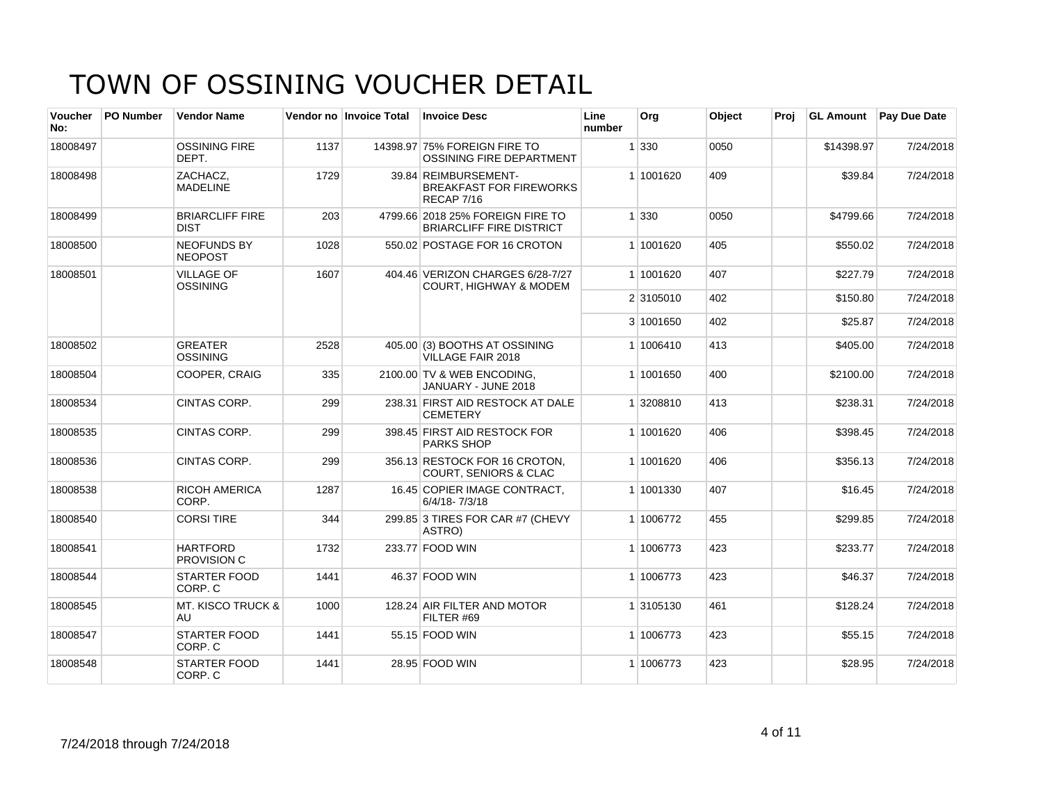# TOWN OF OSSINING VOUCHER DETAIL

| Voucher No: | PO Number | Vendor Name | Vendor no | Invoice Total | Invoice Desc | Line number | Org | Object | Proj | GL Amount | Pay Due Date |
|---|---|---|---|---|---|---|---|---|---|---|---|
| 18008497 | | OSSINING FIRE DEPT. | 1137 | 14398.97 | 75% FOREIGN FIRE TO OSSINING FIRE DEPARTMENT | 1 | 330 | 0050 | | $14398.97 | 7/24/2018 |
| 18008498 | | ZACHACZ, MADELINE | 1729 | 39.84 | REIMBURSEMENT- BREAKFAST FOR FIREWORKS RECAP 7/16 | 1 | 1001620 | 409 | | $39.84 | 7/24/2018 |
| 18008499 | | BRIARCLIFF FIRE DIST | 203 | 4799.66 | 2018 25% FOREIGN FIRE TO BRIARCLIFF FIRE DISTRICT | 1 | 330 | 0050 | | $4799.66 | 7/24/2018 |
| 18008500 | | NEOFUNDS BY NEOPOST | 1028 | 550.02 | POSTAGE FOR 16 CROTON | 1 | 1001620 | 405 | | $550.02 | 7/24/2018 |
| 18008501 | | VILLAGE OF OSSINING | 1607 | 404.46 | VERIZON CHARGES 6/28-7/27 COURT, HIGHWAY & MODEM | 1 | 1001620 | 407 | | $227.79 | 7/24/2018 |
| | | | | | | 2 | 3105010 | 402 | | $150.80 | 7/24/2018 |
| | | | | | | 3 | 1001650 | 402 | | $25.87 | 7/24/2018 |
| 18008502 | | GREATER OSSINING | 2528 | 405.00 | (3) BOOTHS AT OSSINING VILLAGE FAIR 2018 | 1 | 1006410 | 413 | | $405.00 | 7/24/2018 |
| 18008504 | | COOPER, CRAIG | 335 | 2100.00 | TV & WEB ENCODING, JANUARY - JUNE 2018 | 1 | 1001650 | 400 | | $2100.00 | 7/24/2018 |
| 18008534 | | CINTAS CORP. | 299 | 238.31 | FIRST AID RESTOCK AT DALE CEMETERY | 1 | 3208810 | 413 | | $238.31 | 7/24/2018 |
| 18008535 | | CINTAS CORP. | 299 | 398.45 | FIRST AID RESTOCK FOR PARKS SHOP | 1 | 1001620 | 406 | | $398.45 | 7/24/2018 |
| 18008536 | | CINTAS CORP. | 299 | 356.13 | RESTOCK FOR 16 CROTON, COURT, SENIORS & CLAC | 1 | 1001620 | 406 | | $356.13 | 7/24/2018 |
| 18008538 | | RICOH AMERICA CORP. | 1287 | 16.45 | COPIER IMAGE CONTRACT, 6/4/18- 7/3/18 | 1 | 1001330 | 407 | | $16.45 | 7/24/2018 |
| 18008540 | | CORSI TIRE | 344 | 299.85 | 3 TIRES FOR CAR #7 (CHEVY ASTRO) | 1 | 1006772 | 455 | | $299.85 | 7/24/2018 |
| 18008541 | | HARTFORD PROVISION C | 1732 | 233.77 | FOOD WIN | 1 | 1006773 | 423 | | $233.77 | 7/24/2018 |
| 18008544 | | STARTER FOOD CORP. C | 1441 | 46.37 | FOOD WIN | 1 | 1006773 | 423 | | $46.37 | 7/24/2018 |
| 18008545 | | MT. KISCO TRUCK & AU | 1000 | 128.24 | AIR FILTER AND MOTOR FILTER #69 | 1 | 3105130 | 461 | | $128.24 | 7/24/2018 |
| 18008547 | | STARTER FOOD CORP. C | 1441 | 55.15 | FOOD WIN | 1 | 1006773 | 423 | | $55.15 | 7/24/2018 |
| 18008548 | | STARTER FOOD CORP. C | 1441 | 28.95 | FOOD WIN | 1 | 1006773 | 423 | | $28.95 | 7/24/2018 |

7/24/2018 through 7/24/2018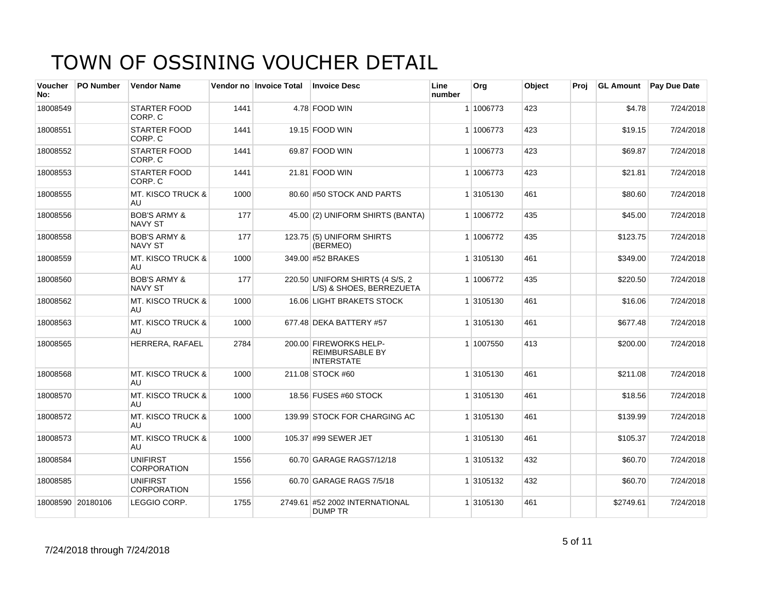# TOWN OF OSSINING VOUCHER DETAIL

| Voucher No: | PO Number | Vendor Name | Vendor no | Invoice Total | Invoice Desc | Line number | Org | Object | Proj | GL Amount | Pay Due Date |
|---|---|---|---|---|---|---|---|---|---|---|---|
| 18008549 | | STARTER FOOD CORP. C | 1441 | 4.78 | FOOD WIN | 1 | 1006773 | 423 | | $4.78 | 7/24/2018 |
| 18008551 | | STARTER FOOD CORP. C | 1441 | 19.15 | FOOD WIN | 1 | 1006773 | 423 | | $19.15 | 7/24/2018 |
| 18008552 | | STARTER FOOD CORP. C | 1441 | 69.87 | FOOD WIN | 1 | 1006773 | 423 | | $69.87 | 7/24/2018 |
| 18008553 | | STARTER FOOD CORP. C | 1441 | 21.81 | FOOD WIN | 1 | 1006773 | 423 | | $21.81 | 7/24/2018 |
| 18008555 | | MT. KISCO TRUCK & AU | 1000 | 80.60 | #50 STOCK AND PARTS | 1 | 3105130 | 461 | | $80.60 | 7/24/2018 |
| 18008556 | | BOB'S ARMY & NAVY ST | 177 | 45.00 | (2) UNIFORM SHIRTS (BANTA) | 1 | 1006772 | 435 | | $45.00 | 7/24/2018 |
| 18008558 | | BOB'S ARMY & NAVY ST | 177 | 123.75 | (5) UNIFORM SHIRTS (BERMEO) | 1 | 1006772 | 435 | | $123.75 | 7/24/2018 |
| 18008559 | | MT. KISCO TRUCK & AU | 1000 | 349.00 | #52 BRAKES | 1 | 3105130 | 461 | | $349.00 | 7/24/2018 |
| 18008560 | | BOB'S ARMY & NAVY ST | 177 | 220.50 | UNIFORM SHIRTS (4 S/S, 2 L/S) & SHOES, BERREZUETA | 1 | 1006772 | 435 | | $220.50 | 7/24/2018 |
| 18008562 | | MT. KISCO TRUCK & AU | 1000 | 16.06 | LIGHT BRAKETS STOCK | 1 | 3105130 | 461 | | $16.06 | 7/24/2018 |
| 18008563 | | MT. KISCO TRUCK & AU | 1000 | 677.48 | DEKA BATTERY #57 | 1 | 3105130 | 461 | | $677.48 | 7/24/2018 |
| 18008565 | | HERRERA, RAFAEL | 2784 | 200.00 | FIREWORKS HELP- REIMBURSABLE BY INTERSTATE | 1 | 1007550 | 413 | | $200.00 | 7/24/2018 |
| 18008568 | | MT. KISCO TRUCK & AU | 1000 | 211.08 | STOCK #60 | 1 | 3105130 | 461 | | $211.08 | 7/24/2018 |
| 18008570 | | MT. KISCO TRUCK & AU | 1000 | 18.56 | FUSES #60 STOCK | 1 | 3105130 | 461 | | $18.56 | 7/24/2018 |
| 18008572 | | MT. KISCO TRUCK & AU | 1000 | 139.99 | STOCK FOR CHARGING AC | 1 | 3105130 | 461 | | $139.99 | 7/24/2018 |
| 18008573 | | MT. KISCO TRUCK & AU | 1000 | 105.37 | #99 SEWER JET | 1 | 3105130 | 461 | | $105.37 | 7/24/2018 |
| 18008584 | | UNIFIRST CORPORATION | 1556 | 60.70 | GARAGE RAGS7/12/18 | 1 | 3105132 | 432 | | $60.70 | 7/24/2018 |
| 18008585 | | UNIFIRST CORPORATION | 1556 | 60.70 | GARAGE RAGS 7/5/18 | 1 | 3105132 | 432 | | $60.70 | 7/24/2018 |
| 18008590 | 20180106 | LEGGIO CORP. | 1755 | 2749.61 | #52 2002 INTERNATIONAL DUMP TR | 1 | 3105130 | 461 | | $2749.61 | 7/24/2018 |

7/24/2018 through 7/24/2018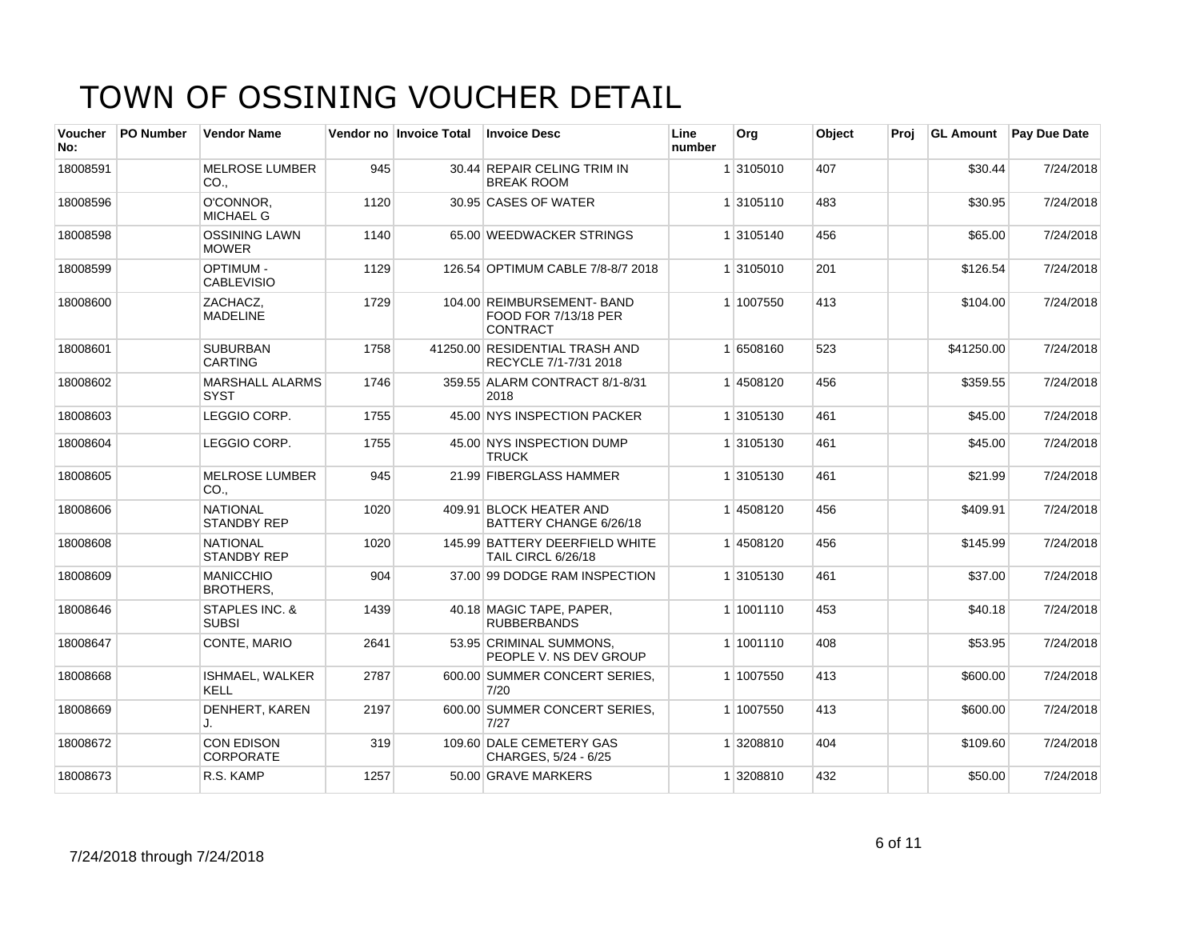# TOWN OF OSSINING VOUCHER DETAIL

| Voucher No: | PO Number | Vendor Name | Vendor no | Invoice Total | Invoice Desc | Line number | Org | Object | Proj | GL Amount | Pay Due Date |
|---|---|---|---|---|---|---|---|---|---|---|---|
| 18008591 | | MELROSE LUMBER CO., | 945 | 30.44 | REPAIR CELING TRIM IN BREAK ROOM | 1 | 3105010 | 407 | | $30.44 | 7/24/2018 |
| 18008596 | | O'CONNOR, MICHAEL G | 1120 | 30.95 | CASES OF WATER | 1 | 3105110 | 483 | | $30.95 | 7/24/2018 |
| 18008598 | | OSSINING LAWN MOWER | 1140 | 65.00 | WEEDWACKER STRINGS | 1 | 3105140 | 456 | | $65.00 | 7/24/2018 |
| 18008599 | | OPTIMUM - CABLEVISIO | 1129 | 126.54 | OPTIMUM CABLE 7/8-8/7 2018 | 1 | 3105010 | 201 | | $126.54 | 7/24/2018 |
| 18008600 | | ZACHACZ, MADELINE | 1729 | 104.00 | REIMBURSEMENT- BAND FOOD FOR 7/13/18 PER CONTRACT | 1 | 1007550 | 413 | | $104.00 | 7/24/2018 |
| 18008601 | | SUBURBAN CARTING | 1758 | 41250.00 | RESIDENTIAL TRASH AND RECYCLE 7/1-7/31 2018 | 1 | 6508160 | 523 | | $41250.00 | 7/24/2018 |
| 18008602 | | MARSHALL ALARMS SYST | 1746 | 359.55 | ALARM CONTRACT 8/1-8/31 2018 | 1 | 4508120 | 456 | | $359.55 | 7/24/2018 |
| 18008603 | | LEGGIO CORP. | 1755 | 45.00 | NYS INSPECTION PACKER | 1 | 3105130 | 461 | | $45.00 | 7/24/2018 |
| 18008604 | | LEGGIO CORP. | 1755 | 45.00 | NYS INSPECTION DUMP TRUCK | 1 | 3105130 | 461 | | $45.00 | 7/24/2018 |
| 18008605 | | MELROSE LUMBER CO., | 945 | 21.99 | FIBERGLASS HAMMER | 1 | 3105130 | 461 | | $21.99 | 7/24/2018 |
| 18008606 | | NATIONAL STANDBY REP | 1020 | 409.91 | BLOCK HEATER AND BATTERY CHANGE 6/26/18 | 1 | 4508120 | 456 | | $409.91 | 7/24/2018 |
| 18008608 | | NATIONAL STANDBY REP | 1020 | 145.99 | BATTERY DEERFIELD WHITE TAIL CIRCL 6/26/18 | 1 | 4508120 | 456 | | $145.99 | 7/24/2018 |
| 18008609 | | MANICCHIO BROTHERS, | 904 | 37.00 | 99 DODGE RAM INSPECTION | 1 | 3105130 | 461 | | $37.00 | 7/24/2018 |
| 18008646 | | STAPLES INC. & SUBSI | 1439 | 40.18 | MAGIC TAPE, PAPER, RUBBERBANDS | 1 | 1001110 | 453 | | $40.18 | 7/24/2018 |
| 18008647 | | CONTE, MARIO | 2641 | 53.95 | CRIMINAL SUMMONS, PEOPLE V. NS DEV GROUP | 1 | 1001110 | 408 | | $53.95 | 7/24/2018 |
| 18008668 | | ISHMAEL, WALKER KELL | 2787 | 600.00 | SUMMER CONCERT SERIES, 7/20 | 1 | 1007550 | 413 | | $600.00 | 7/24/2018 |
| 18008669 | | DENHERT, KAREN J. | 2197 | 600.00 | SUMMER CONCERT SERIES, 7/27 | 1 | 1007550 | 413 | | $600.00 | 7/24/2018 |
| 18008672 | | CON EDISON CORPORATE | 319 | 109.60 | DALE CEMETERY GAS CHARGES, 5/24 - 6/25 | 1 | 3208810 | 404 | | $109.60 | 7/24/2018 |
| 18008673 | | R.S. KAMP | 1257 | 50.00 | GRAVE MARKERS | 1 | 3208810 | 432 | | $50.00 | 7/24/2018 |

7/24/2018 through 7/24/2018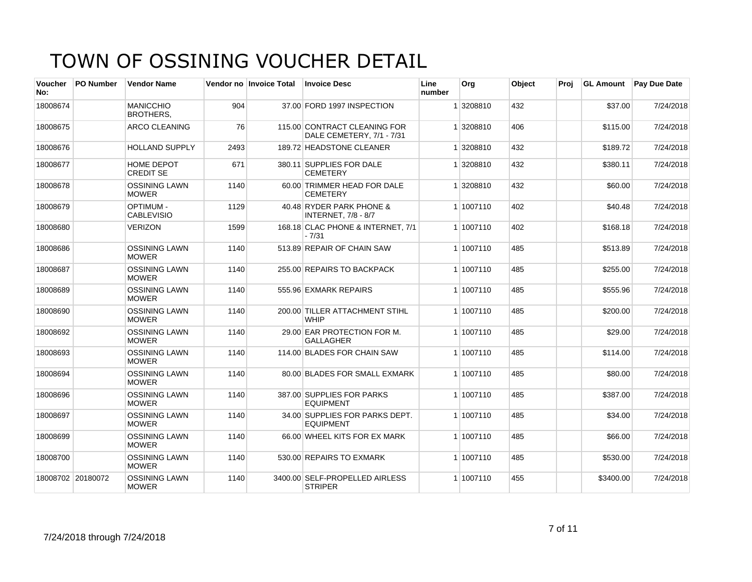# TOWN OF OSSINING VOUCHER DETAIL

| Voucher No: | PO Number | Vendor Name | Vendor no | Invoice Total | Invoice Desc | Line number | Org | Object | Proj | GL Amount | Pay Due Date |
|---|---|---|---|---|---|---|---|---|---|---|---|
| 18008674 | | MANICCHIO BROTHERS, | 904 | 37.00 | FORD 1997 INSPECTION | 1 | 3208810 | 432 | | $37.00 | 7/24/2018 |
| 18008675 | | ARCO CLEANING | 76 | 115.00 | CONTRACT CLEANING FOR DALE CEMETERY, 7/1 - 7/31 | 1 | 3208810 | 406 | | $115.00 | 7/24/2018 |
| 18008676 | | HOLLAND SUPPLY | 2493 | 189.72 | HEADSTONE CLEANER | 1 | 3208810 | 432 | | $189.72 | 7/24/2018 |
| 18008677 | | HOME DEPOT CREDIT SE | 671 | 380.11 | SUPPLIES FOR DALE CEMETERY | 1 | 3208810 | 432 | | $380.11 | 7/24/2018 |
| 18008678 | | OSSINING LAWN MOWER | 1140 | 60.00 | TRIMMER HEAD FOR DALE CEMETERY | 1 | 3208810 | 432 | | $60.00 | 7/24/2018 |
| 18008679 | | OPTIMUM - CABLEVISIO | 1129 | 40.48 | RYDER PARK PHONE & INTERNET, 7/8 - 8/7 | 1 | 1007110 | 402 | | $40.48 | 7/24/2018 |
| 18008680 | | VERIZON | 1599 | 168.18 | CLAC PHONE & INTERNET, 7/1 - 7/31 | 1 | 1007110 | 402 | | $168.18 | 7/24/2018 |
| 18008686 | | OSSINING LAWN MOWER | 1140 | 513.89 | REPAIR OF CHAIN SAW | 1 | 1007110 | 485 | | $513.89 | 7/24/2018 |
| 18008687 | | OSSINING LAWN MOWER | 1140 | 255.00 | REPAIRS TO BACKPACK | 1 | 1007110 | 485 | | $255.00 | 7/24/2018 |
| 18008689 | | OSSINING LAWN MOWER | 1140 | 555.96 | EXMARK REPAIRS | 1 | 1007110 | 485 | | $555.96 | 7/24/2018 |
| 18008690 | | OSSINING LAWN MOWER | 1140 | 200.00 | TILLER ATTACHMENT STIHL WHIP | 1 | 1007110 | 485 | | $200.00 | 7/24/2018 |
| 18008692 | | OSSINING LAWN MOWER | 1140 | 29.00 | EAR PROTECTION FOR M. GALLAGHER | 1 | 1007110 | 485 | | $29.00 | 7/24/2018 |
| 18008693 | | OSSINING LAWN MOWER | 1140 | 114.00 | BLADES FOR CHAIN SAW | 1 | 1007110 | 485 | | $114.00 | 7/24/2018 |
| 18008694 | | OSSINING LAWN MOWER | 1140 | 80.00 | BLADES FOR SMALL EXMARK | 1 | 1007110 | 485 | | $80.00 | 7/24/2018 |
| 18008696 | | OSSINING LAWN MOWER | 1140 | 387.00 | SUPPLIES FOR PARKS EQUIPMENT | 1 | 1007110 | 485 | | $387.00 | 7/24/2018 |
| 18008697 | | OSSINING LAWN MOWER | 1140 | 34.00 | SUPPLIES FOR PARKS DEPT. EQUIPMENT | 1 | 1007110 | 485 | | $34.00 | 7/24/2018 |
| 18008699 | | OSSINING LAWN MOWER | 1140 | 66.00 | WHEEL KITS FOR EX MARK | 1 | 1007110 | 485 | | $66.00 | 7/24/2018 |
| 18008700 | | OSSINING LAWN MOWER | 1140 | 530.00 | REPAIRS TO EXMARK | 1 | 1007110 | 485 | | $530.00 | 7/24/2018 |
| 18008702 | 20180072 | OSSINING LAWN MOWER | 1140 | 3400.00 | SELF-PROPELLED AIRLESS STRIPER | 1 | 1007110 | 455 | | $3400.00 | 7/24/2018 |

7/24/2018 through 7/24/2018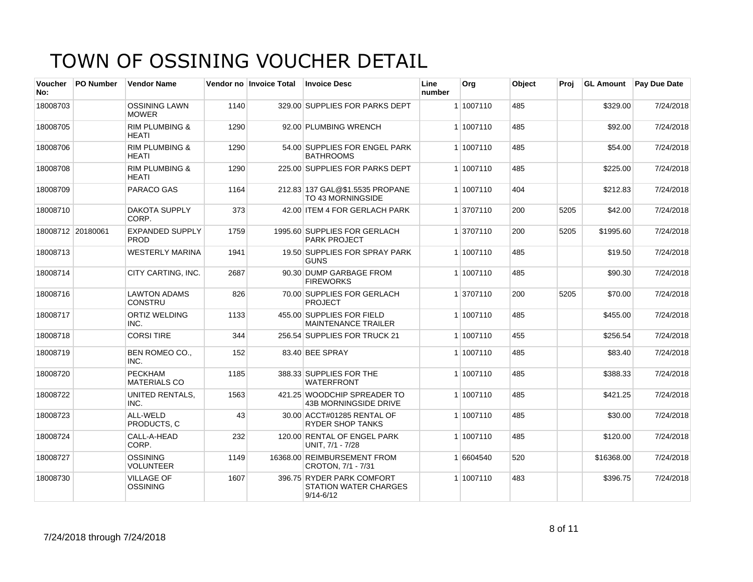# TOWN OF OSSINING VOUCHER DETAIL

| Voucher No: | PO Number | Vendor Name | Vendor no | Invoice Total | Invoice Desc | Line number | Org | Object | Proj | GL Amount | Pay Due Date |
|---|---|---|---|---|---|---|---|---|---|---|---|
| 18008703 | | OSSINING LAWN MOWER | 1140 | 329.00 | SUPPLIES FOR PARKS DEPT | 1 | 1007110 | 485 | | $329.00 | 7/24/2018 |
| 18008705 | | RIM PLUMBING & HEATI | 1290 | 92.00 | PLUMBING WRENCH | 1 | 1007110 | 485 | | $92.00 | 7/24/2018 |
| 18008706 | | RIM PLUMBING & HEATI | 1290 | 54.00 | SUPPLIES FOR ENGEL PARK BATHROOMS | 1 | 1007110 | 485 | | $54.00 | 7/24/2018 |
| 18008708 | | RIM PLUMBING & HEATI | 1290 | 225.00 | SUPPLIES FOR PARKS DEPT | 1 | 1007110 | 485 | | $225.00 | 7/24/2018 |
| 18008709 | | PARACO GAS | 1164 | 212.83 | 137 GAL@$1.5535 PROPANE TO 43 MORNINGSIDE | 1 | 1007110 | 404 | | $212.83 | 7/24/2018 |
| 18008710 | | DAKOTA SUPPLY CORP. | 373 | 42.00 | ITEM 4 FOR GERLACH PARK | 1 | 3707110 | 200 | 5205 | $42.00 | 7/24/2018 |
| 18008712 | 20180061 | EXPANDED SUPPLY PROD | 1759 | 1995.60 | SUPPLIES FOR GERLACH PARK PROJECT | 1 | 3707110 | 200 | 5205 | $1995.60 | 7/24/2018 |
| 18008713 | | WESTERLY MARINA | 1941 | 19.50 | SUPPLIES FOR SPRAY PARK GUNS | 1 | 1007110 | 485 | | $19.50 | 7/24/2018 |
| 18008714 | | CITY CARTING, INC. | 2687 | 90.30 | DUMP GARBAGE FROM FIREWORKS | 1 | 1007110 | 485 | | $90.30 | 7/24/2018 |
| 18008716 | | LAWTON ADAMS CONSTRU | 826 | 70.00 | SUPPLIES FOR GERLACH PROJECT | 1 | 3707110 | 200 | 5205 | $70.00 | 7/24/2018 |
| 18008717 | | ORTIZ WELDING INC. | 1133 | 455.00 | SUPPLIES FOR FIELD MAINTENANCE TRAILER | 1 | 1007110 | 485 | | $455.00 | 7/24/2018 |
| 18008718 | | CORSI TIRE | 344 | 256.54 | SUPPLIES FOR TRUCK 21 | 1 | 1007110 | 455 | | $256.54 | 7/24/2018 |
| 18008719 | | BEN ROMEO CO., INC. | 152 | 83.40 | BEE SPRAY | 1 | 1007110 | 485 | | $83.40 | 7/24/2018 |
| 18008720 | | PECKHAM MATERIALS CO | 1185 | 388.33 | SUPPLIES FOR THE WATERFRONT | 1 | 1007110 | 485 | | $388.33 | 7/24/2018 |
| 18008722 | | UNITED RENTALS, INC. | 1563 | 421.25 | WOODCHIP SPREADER TO 43B MORNINGSIDE DRIVE | 1 | 1007110 | 485 | | $421.25 | 7/24/2018 |
| 18008723 | | ALL-WELD PRODUCTS, C | 43 | 30.00 | ACCT#01285 RENTAL OF RYDER SHOP TANKS | 1 | 1007110 | 485 | | $30.00 | 7/24/2018 |
| 18008724 | | CALL-A-HEAD CORP. | 232 | 120.00 | RENTAL OF ENGEL PARK UNIT, 7/1 - 7/28 | 1 | 1007110 | 485 | | $120.00 | 7/24/2018 |
| 18008727 | | OSSINING VOLUNTEER | 1149 | 16368.00 | REIMBURSEMENT FROM CROTON, 7/1 - 7/31 | 1 | 6604540 | 520 | | $16368.00 | 7/24/2018 |
| 18008730 | | VILLAGE OF OSSINING | 1607 | 396.75 | RYDER PARK COMFORT STATION WATER CHARGES 9/14-6/12 | 1 | 1007110 | 483 | | $396.75 | 7/24/2018 |

7/24/2018 through 7/24/2018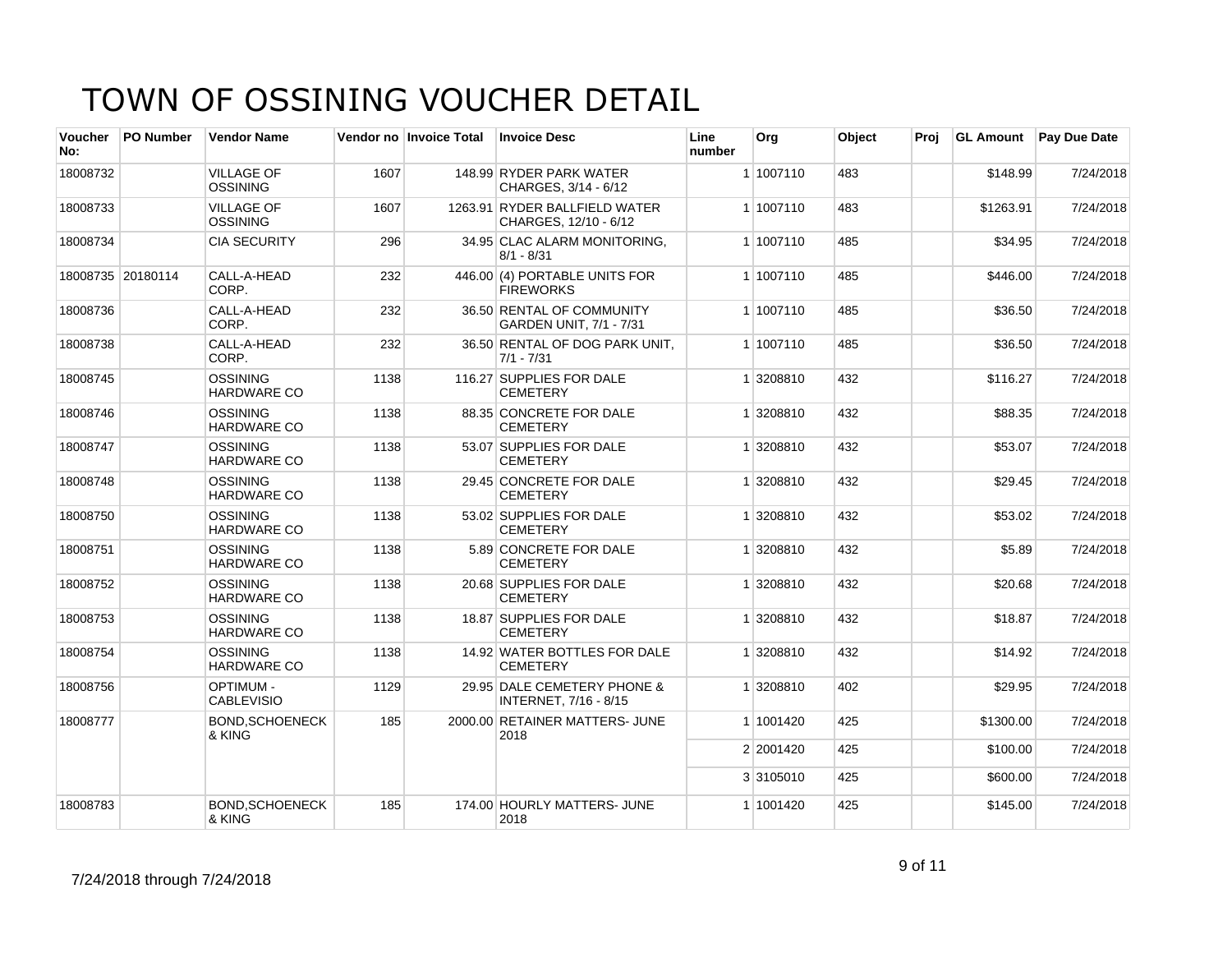# TOWN OF OSSINING VOUCHER DETAIL

| Voucher No: | PO Number | Vendor Name | Vendor no | Invoice Total | Invoice Desc | Line number | Org | Object | Proj | GL Amount | Pay Due Date |
|---|---|---|---|---|---|---|---|---|---|---|---|
| 18008732 | | VILLAGE OF OSSINING | 1607 | 148.99 | RYDER PARK WATER CHARGES, 3/14 - 6/12 | 1 | 1007110 | 483 | | $148.99 | 7/24/2018 |
| 18008733 | | VILLAGE OF OSSINING | 1607 | 1263.91 | RYDER BALLFIELD WATER CHARGES, 12/10 - 6/12 | 1 | 1007110 | 483 | | $1263.91 | 7/24/2018 |
| 18008734 | | CIA SECURITY | 296 | 34.95 | CLAC ALARM MONITORING, 8/1 - 8/31 | 1 | 1007110 | 485 | | $34.95 | 7/24/2018 |
| 18008735 | 20180114 | CALL-A-HEAD CORP. | 232 | 446.00 | (4) PORTABLE UNITS FOR FIREWORKS | 1 | 1007110 | 485 | | $446.00 | 7/24/2018 |
| 18008736 | | CALL-A-HEAD CORP. | 232 | 36.50 | RENTAL OF COMMUNITY GARDEN UNIT, 7/1 - 7/31 | 1 | 1007110 | 485 | | $36.50 | 7/24/2018 |
| 18008738 | | CALL-A-HEAD CORP. | 232 | 36.50 | RENTAL OF DOG PARK UNIT, 7/1 - 7/31 | 1 | 1007110 | 485 | | $36.50 | 7/24/2018 |
| 18008745 | | OSSINING HARDWARE CO | 1138 | 116.27 | SUPPLIES FOR DALE CEMETERY | 1 | 3208810 | 432 | | $116.27 | 7/24/2018 |
| 18008746 | | OSSINING HARDWARE CO | 1138 | 88.35 | CONCRETE FOR DALE CEMETERY | 1 | 3208810 | 432 | | $88.35 | 7/24/2018 |
| 18008747 | | OSSINING HARDWARE CO | 1138 | 53.07 | SUPPLIES FOR DALE CEMETERY | 1 | 3208810 | 432 | | $53.07 | 7/24/2018 |
| 18008748 | | OSSINING HARDWARE CO | 1138 | 29.45 | CONCRETE FOR DALE CEMETERY | 1 | 3208810 | 432 | | $29.45 | 7/24/2018 |
| 18008750 | | OSSINING HARDWARE CO | 1138 | 53.02 | SUPPLIES FOR DALE CEMETERY | 1 | 3208810 | 432 | | $53.02 | 7/24/2018 |
| 18008751 | | OSSINING HARDWARE CO | 1138 | 5.89 | CONCRETE FOR DALE CEMETERY | 1 | 3208810 | 432 | | $5.89 | 7/24/2018 |
| 18008752 | | OSSINING HARDWARE CO | 1138 | 20.68 | SUPPLIES FOR DALE CEMETERY | 1 | 3208810 | 432 | | $20.68 | 7/24/2018 |
| 18008753 | | OSSINING HARDWARE CO | 1138 | 18.87 | SUPPLIES FOR DALE CEMETERY | 1 | 3208810 | 432 | | $18.87 | 7/24/2018 |
| 18008754 | | OSSINING HARDWARE CO | 1138 | 14.92 | WATER BOTTLES FOR DALE CEMETERY | 1 | 3208810 | 432 | | $14.92 | 7/24/2018 |
| 18008756 | | OPTIMUM - CABLEVISIO | 1129 | 29.95 | DALE CEMETERY PHONE & INTERNET, 7/16 - 8/15 | 1 | 3208810 | 402 | | $29.95 | 7/24/2018 |
| 18008777 | | BOND,SCHOENECK & KING | 185 | 2000.00 | RETAINER MATTERS- JUNE 2018 | 1 | 1001420 | 425 | | $1300.00 | 7/24/2018 |
| | | | | | | 2 | 2001420 | 425 | | $100.00 | 7/24/2018 |
| | | | | | | 3 | 3105010 | 425 | | $600.00 | 7/24/2018 |
| 18008783 | | BOND,SCHOENECK & KING | 185 | 174.00 | HOURLY MATTERS- JUNE 2018 | 1 | 1001420 | 425 | | $145.00 | 7/24/2018 |

7/24/2018 through 7/24/2018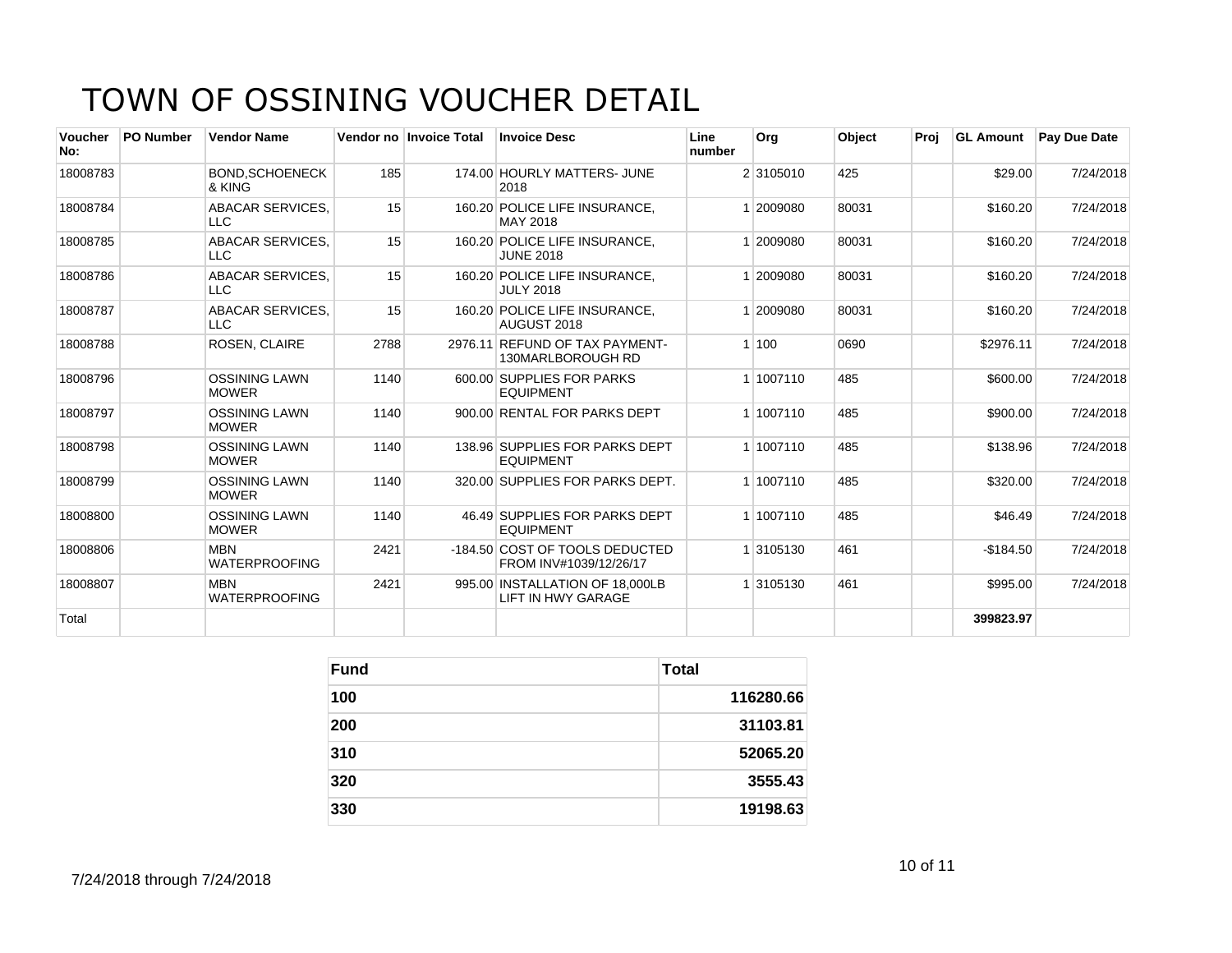# TOWN OF OSSINING VOUCHER DETAIL

| Voucher No: | PO Number | Vendor Name | Vendor no | Invoice Total | Invoice Desc | Line number | Org | Object | Proj | GL Amount | Pay Due Date |
|---|---|---|---|---|---|---|---|---|---|---|---|
| 18008783 | | BOND,SCHOENECK & KING | 185 | 174.00 | HOURLY MATTERS- JUNE 2018 | 2 | 3105010 | 425 | | $29.00 | 7/24/2018 |
| 18008784 | | ABACAR SERVICES, LLC | 15 | 160.20 | POLICE LIFE INSURANCE, MAY 2018 | 1 | 2009080 | 80031 | | $160.20 | 7/24/2018 |
| 18008785 | | ABACAR SERVICES, LLC | 15 | 160.20 | POLICE LIFE INSURANCE, JUNE 2018 | 1 | 2009080 | 80031 | | $160.20 | 7/24/2018 |
| 18008786 | | ABACAR SERVICES, LLC | 15 | 160.20 | POLICE LIFE INSURANCE, JULY 2018 | 1 | 2009080 | 80031 | | $160.20 | 7/24/2018 |
| 18008787 | | ABACAR SERVICES, LLC | 15 | 160.20 | POLICE LIFE INSURANCE, AUGUST 2018 | 1 | 2009080 | 80031 | | $160.20 | 7/24/2018 |
| 18008788 | | ROSEN, CLAIRE | 2788 | 2976.11 | REFUND OF TAX PAYMENT-130MARLBOROUGH RD | 1 | 100 | 0690 | | $2976.11 | 7/24/2018 |
| 18008796 | | OSSINING LAWN MOWER | 1140 | 600.00 | SUPPLIES FOR PARKS EQUIPMENT | 1 | 1007110 | 485 | | $600.00 | 7/24/2018 |
| 18008797 | | OSSINING LAWN MOWER | 1140 | 900.00 | RENTAL FOR PARKS DEPT | 1 | 1007110 | 485 | | $900.00 | 7/24/2018 |
| 18008798 | | OSSINING LAWN MOWER | 1140 | 138.96 | SUPPLIES FOR PARKS DEPT EQUIPMENT | 1 | 1007110 | 485 | | $138.96 | 7/24/2018 |
| 18008799 | | OSSINING LAWN MOWER | 1140 | 320.00 | SUPPLIES FOR PARKS DEPT. | 1 | 1007110 | 485 | | $320.00 | 7/24/2018 |
| 18008800 | | OSSINING LAWN MOWER | 1140 | 46.49 | SUPPLIES FOR PARKS DEPT EQUIPMENT | 1 | 1007110 | 485 | | $46.49 | 7/24/2018 |
| 18008806 | | MBN WATERPROOFING | 2421 | -184.50 | COST OF TOOLS DEDUCTED FROM INV#1039/12/26/17 | 1 | 3105130 | 461 | | -$184.50 | 7/24/2018 |
| 18008807 | | MBN WATERPROOFING | 2421 | 995.00 | INSTALLATION OF 18,000LB LIFT IN HWY GARAGE | 1 | 3105130 | 461 | | $995.00 | 7/24/2018 |
| Total | | | | | | | | | | **399823.97** | |

| Fund | Total |
|---|---|
| **100** | **116280.66** |
| **200** | **31103.81** |
| **310** | **52065.20** |
| **320** | **3555.43** |
| **330** | **19198.63** |

7/24/2018 through 7/24/2018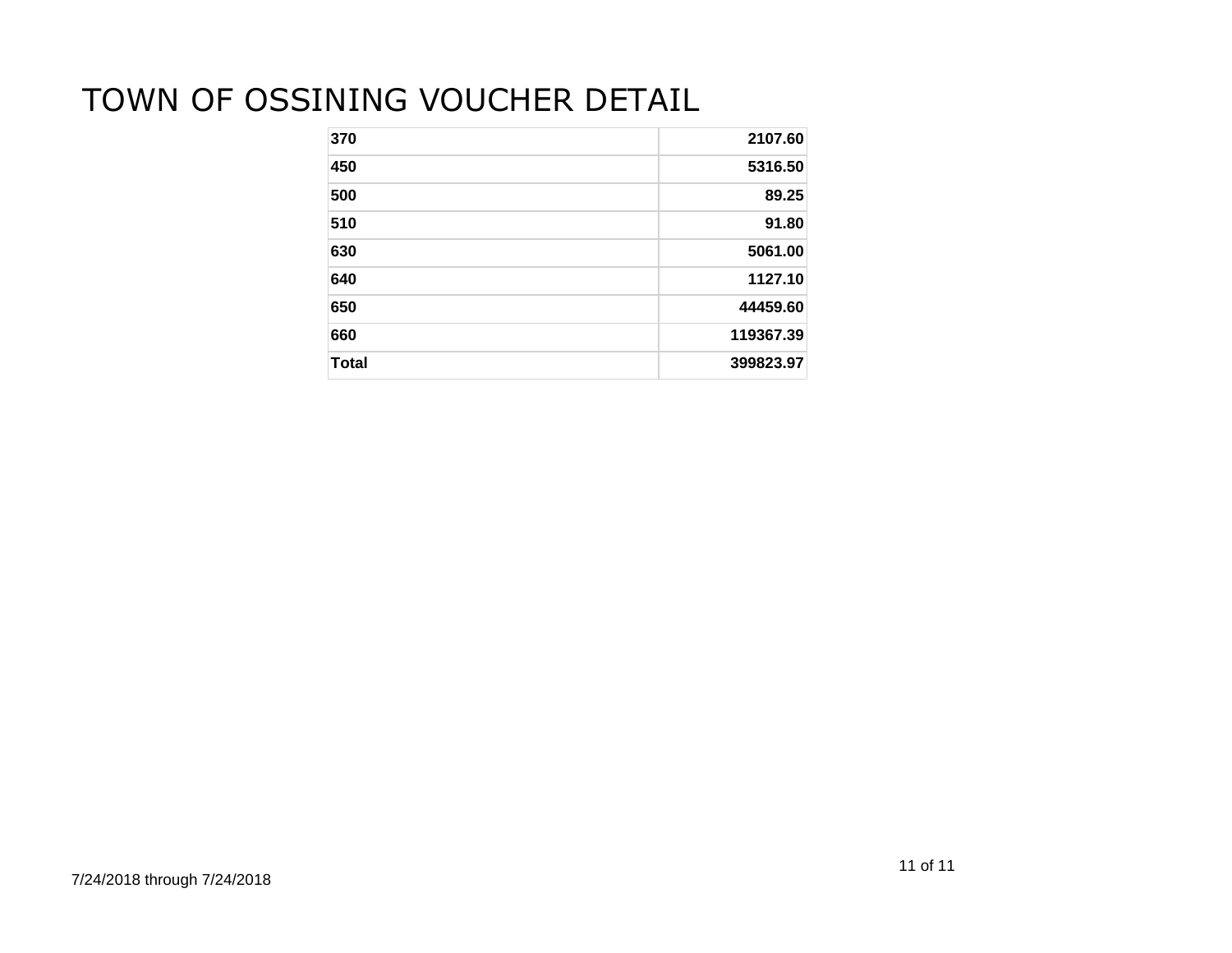# TOWN OF OSSINING VOUCHER DETAIL

| | |
|---|---|
| **370** | **2107.60** |
| **450** | **5316.50** |
| **500** | **89.25** |
| **510** | **91.80** |
| **630** | **5061.00** |
| **640** | **1127.10** |
| **650** | **44459.60** |
| **660** | **119367.39** |
| **Total** | **399823.97** |

7/24/2018 through 7/24/2018